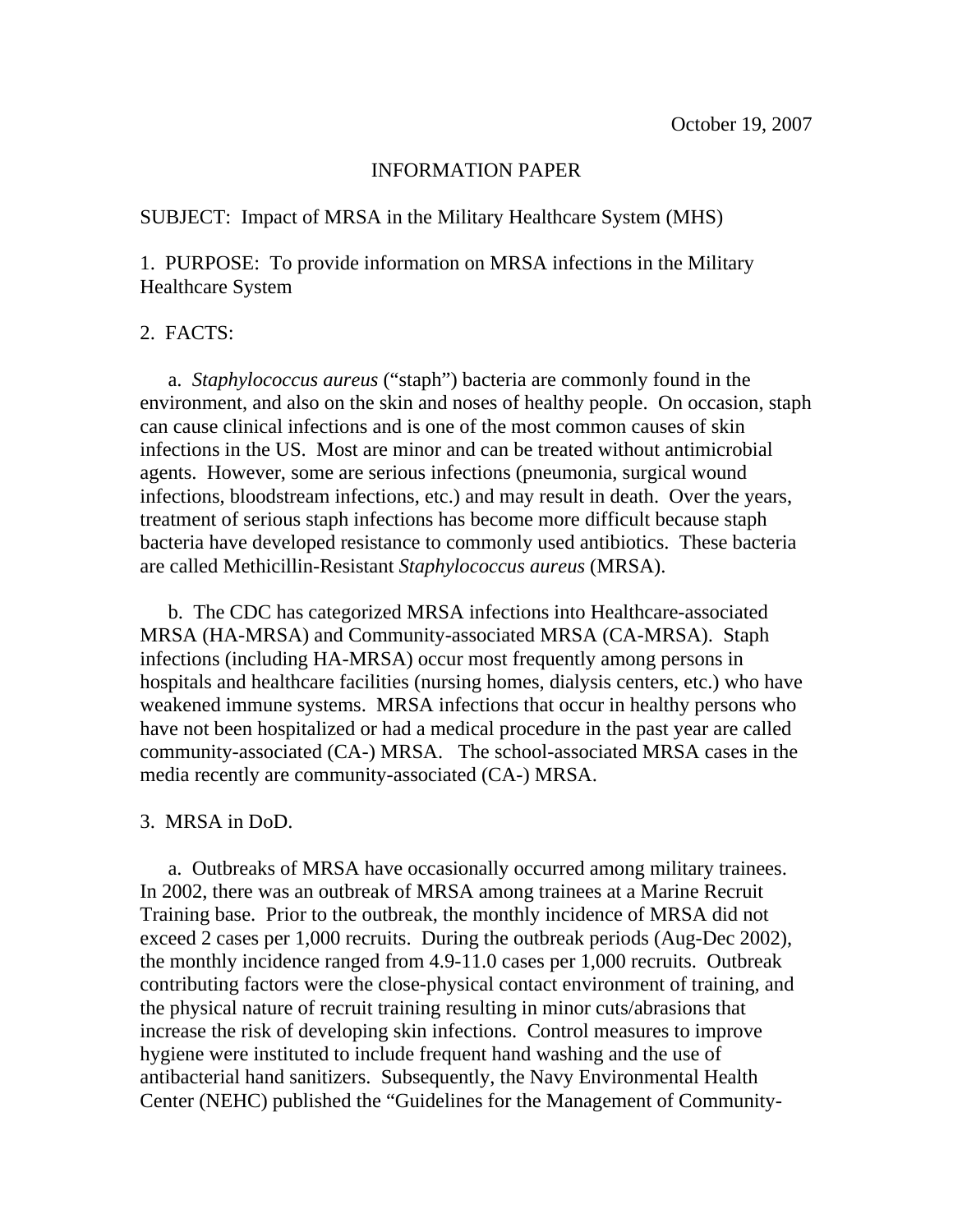October 19, 2007

INFORMATION PAPER

SUBJECT: Impact of MRSA in the Military Healthcare System (MHS)

1. PURPOSE: To provide information on MRSA infections in the Military Healthcare System

2. FACTS:

a. *Staphylococcus aureus* ("staph") bacteria are commonly found in the environment, and also on the skin and noses of healthy people. On occasion, staph can cause clinical infections and is one of the most common causes of skin infections in the US. Most are minor and can be treated without antimicrobial agents. However, some are serious infections (pneumonia, surgical wound infections, bloodstream infections, etc.) and may result in death. Over the years, treatment of serious staph infections has become more difficult because staph bacteria have developed resistance to commonly used antibiotics. These bacteria are called Methicillin-Resistant *Staphylococcus aureus* (MRSA).

b. The CDC has categorized MRSA infections into Healthcare-associated MRSA (HA-MRSA) and Community-associated MRSA (CA-MRSA). Staph infections (including HA-MRSA) occur most frequently among persons in hospitals and healthcare facilities (nursing homes, dialysis centers, etc.) who have weakened immune systems. MRSA infections that occur in healthy persons who have not been hospitalized or had a medical procedure in the past year are called community-associated (CA-) MRSA. The school-associated MRSA cases in the media recently are community-associated (CA-) MRSA.

3. MRSA in DoD.

a. Outbreaks of MRSA have occasionally occurred among military trainees. In 2002, there was an outbreak of MRSA among trainees at a Marine Recruit Training base. Prior to the outbreak, the monthly incidence of MRSA did not exceed 2 cases per 1,000 recruits. During the outbreak periods (Aug-Dec 2002), the monthly incidence ranged from 4.9-11.0 cases per 1,000 recruits. Outbreak contributing factors were the close-physical contact environment of training, and the physical nature of recruit training resulting in minor cuts/abrasions that increase the risk of developing skin infections. Control measures to improve hygiene were instituted to include frequent hand washing and the use of antibacterial hand sanitizers. Subsequently, the Navy Environmental Health Center (NEHC) published the "Guidelines for the Management of Community-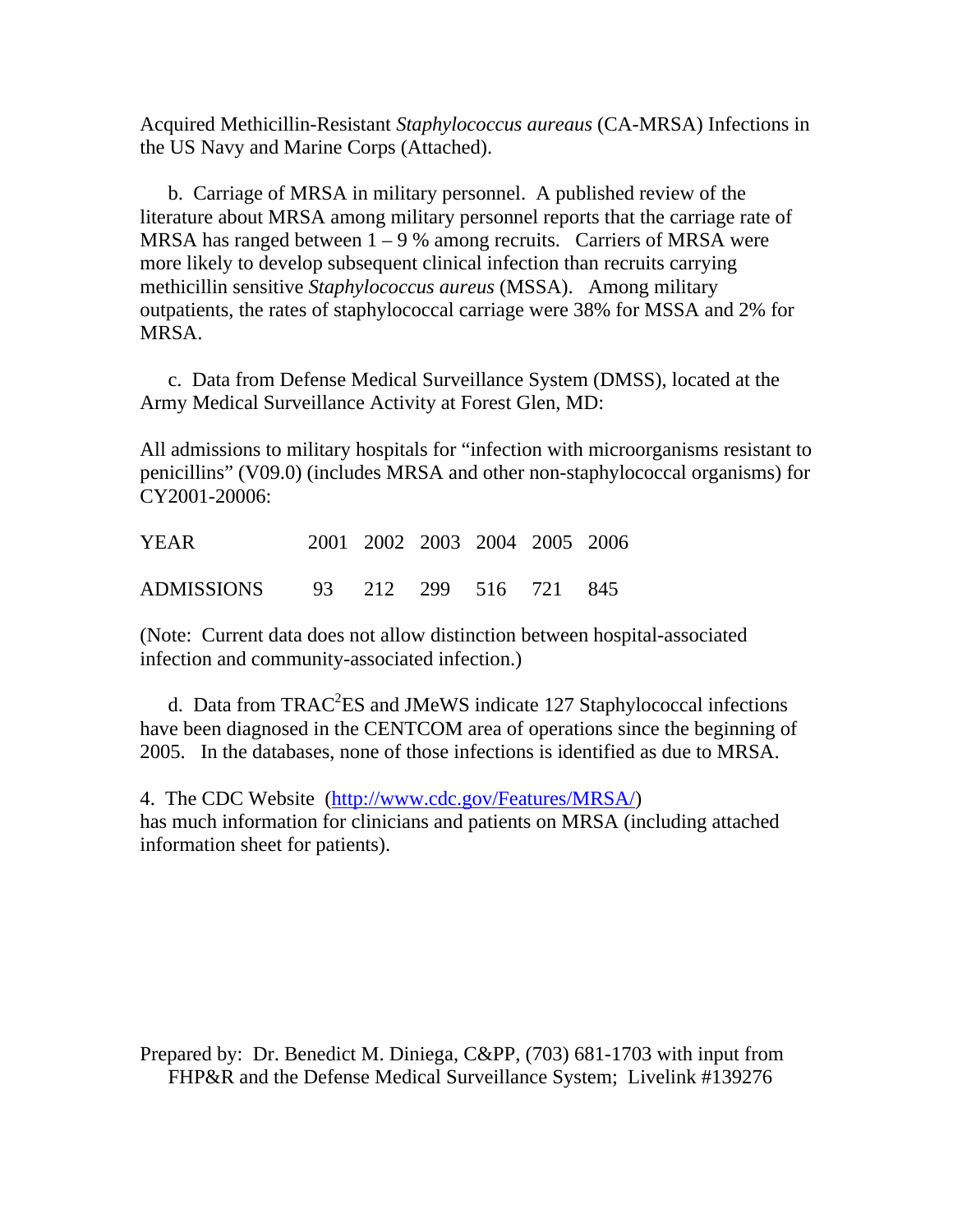Acquired Methicillin-Resistant *Staphylococcus aureaus* (CA-MRSA) Infections in the US Navy and Marine Corps (Attached).

b. Carriage of MRSA in military personnel. A published review of the literature about MRSA among military personnel reports that the carriage rate of MRSA has ranged between 1 – 9 % among recruits. Carriers of MRSA were more likely to develop subsequent clinical infection than recruits carrying methicillin sensitive *Staphylococcus aureus* (MSSA). Among military outpatients, the rates of staphylococcal carriage were 38% for MSSA and 2% for MRSA.

c. Data from Defense Medical Surveillance System (DMSS), located at the Army Medical Surveillance Activity at Forest Glen, MD:

All admissions to military hospitals for "infection with microorganisms resistant to penicillins" (V09.0) (includes MRSA and other non-staphylococcal organisms) for CY2001-20006:

| YEAR | 2001 | 2002 | 2003 | 2004 | 2005 | 2006 |
|---|---|---|---|---|---|---|
| ADMISSIONS | 93 | 212 | 299 | 516 | 721 | 845 |

(Note: Current data does not allow distinction between hospital-associated infection and community-associated infection.)

d. Data from TRAC$^2$ES and JMeWS indicate 127 Staphylococcal infections have been diagnosed in the CENTCOM area of operations since the beginning of 2005. In the databases, none of those infections is identified as due to MRSA.

4. The CDC Website ([http://www.cdc.gov/Features/MRSA/](http://www.cdc.gov/Features/MRSA/)) has much information for clinicians and patients on MRSA (including attached information sheet for patients).

Prepared by: Dr. Benedict M. Diniega, C&PP, (703) 681-1703 with input from FHP&R and the Defense Medical Surveillance System; Livelink #139276